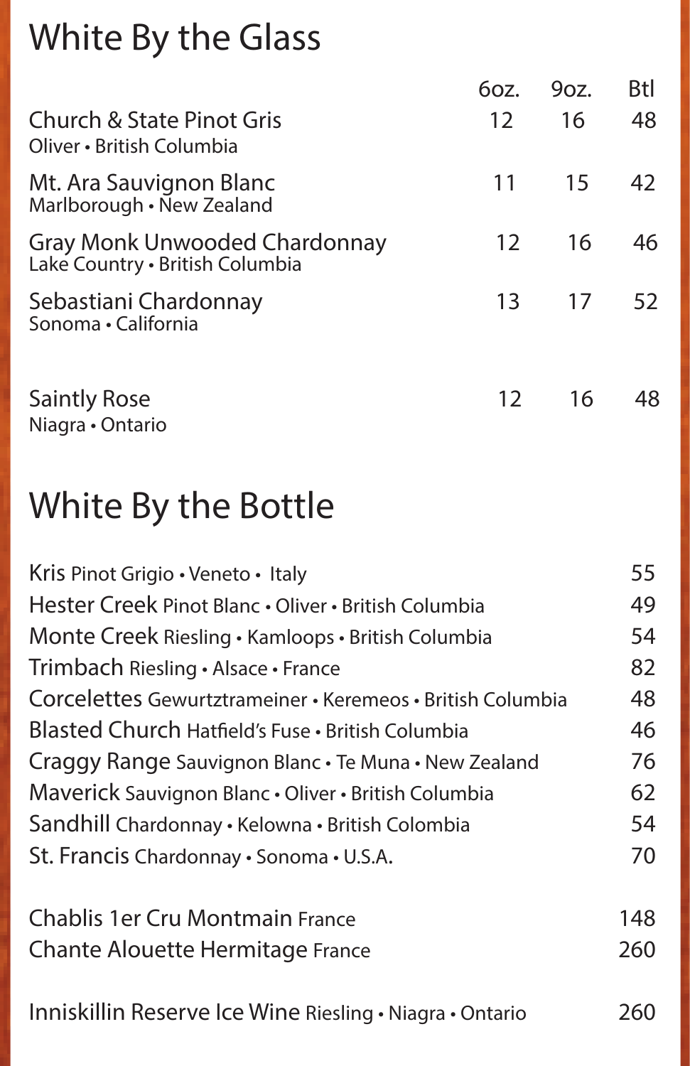# White By the Glass

| | 6oz. | 9oz. | Btl |
|---|---|---|---|
| Church & State Pinot Gris<br>Oliver • British Columbia | 12 | 16 | 48 |
| Mt. Ara Sauvignon Blanc<br>Marlborough • New Zealand | 11 | 15 | 42 |
| Gray Monk Unwooded Chardonnay<br>Lake Country • British Columbia | 12 | 16 | 46 |
| Sebastiani Chardonnay<br>Sonoma • California | 13 | 17 | 52 |
| Saintly Rose<br>Niagra • Ontario | 12 | 16 | 48 |

# White By the Bottle

| | |
|---|---|
| Kris Pinot Grigio • Veneto • Italy | 55 |
| Hester Creek Pinot Blanc • Oliver • British Columbia | 49 |
| Monte Creek Riesling • Kamloops • British Columbia | 54 |
| Trimbach Riesling • Alsace • France | 82 |
| Corcelettes Gewurztrameiner • Keremeos • British Columbia | 48 |
| Blasted Church Hatfield's Fuse • British Columbia | 46 |
| Craggy Range Sauvignon Blanc • Te Muna • New Zealand | 76 |
| Maverick Sauvignon Blanc • Oliver • British Columbia | 62 |
| Sandhill Chardonnay • Kelowna • British Colombia | 54 |
| St. Francis Chardonnay • Sonoma • U.S.A. | 70 |
| Chablis 1er Cru Montmain France | 148 |
| Chante Alouette Hermitage France | 260 |
| Inniskillin Reserve Ice Wine Riesling • Niagra • Ontario | 260 |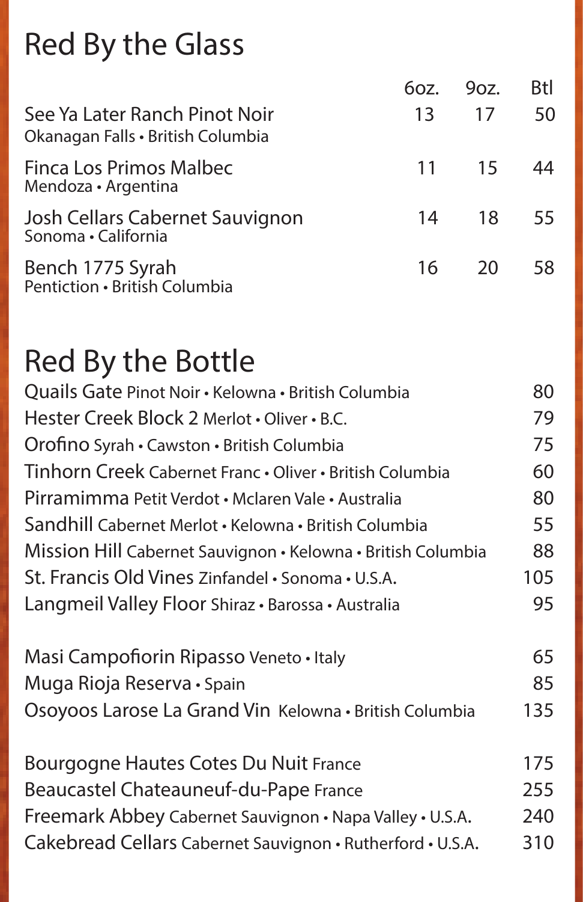# Red By the Glass

| | 6oz. | 9oz. | Btl |
|---|---|---|---|
| See Ya Later Ranch Pinot Noir<br>Okanagan Falls • British Columbia | 13 | 17 | 50 |
| Finca Los Primos Malbec<br>Mendoza • Argentina | 11 | 15 | 44 |
| Josh Cellars Cabernet Sauvignon<br>Sonoma • California | 14 | 18 | 55 |
| Bench 1775 Syrah<br>Pentiction • British Columbia | 16 | 20 | 58 |

# Red By the Bottle

| | |
|---|---|
| Quails Gate Pinot Noir • Kelowna • British Columbia | 80 |
| Hester Creek Block 2 Merlot • Oliver • B.C. | 79 |
| Orofino Syrah • Cawston • British Columbia | 75 |
| Tinhorn Creek Cabernet Franc • Oliver • British Columbia | 60 |
| Pirramimma Petit Verdot • Mclaren Vale • Australia | 80 |
| Sandhill Cabernet Merlot • Kelowna • British Columbia | 55 |
| Mission Hill Cabernet Sauvignon • Kelowna • British Columbia | 88 |
| St. Francis Old Vines Zinfandel • Sonoma • U.S.A. | 105 |
| Langmeil Valley Floor Shiraz • Barossa • Australia | 95 |
| Masi Campofiorin Ripasso Veneto • Italy | 65 |
| Muga Rioja Reserva • Spain | 85 |
| Osoyoos Larose La Grand Vin Kelowna • British Columbia | 135 |
| Bourgogne Hautes Cotes Du Nuit France | 175 |
| Beaucastel Chateauneuf-du-Pape France | 255 |
| Freemark Abbey Cabernet Sauvignon • Napa Valley • U.S.A. | 240 |
| Cakebread Cellars Cabernet Sauvignon • Rutherford • U.S.A. | 310 |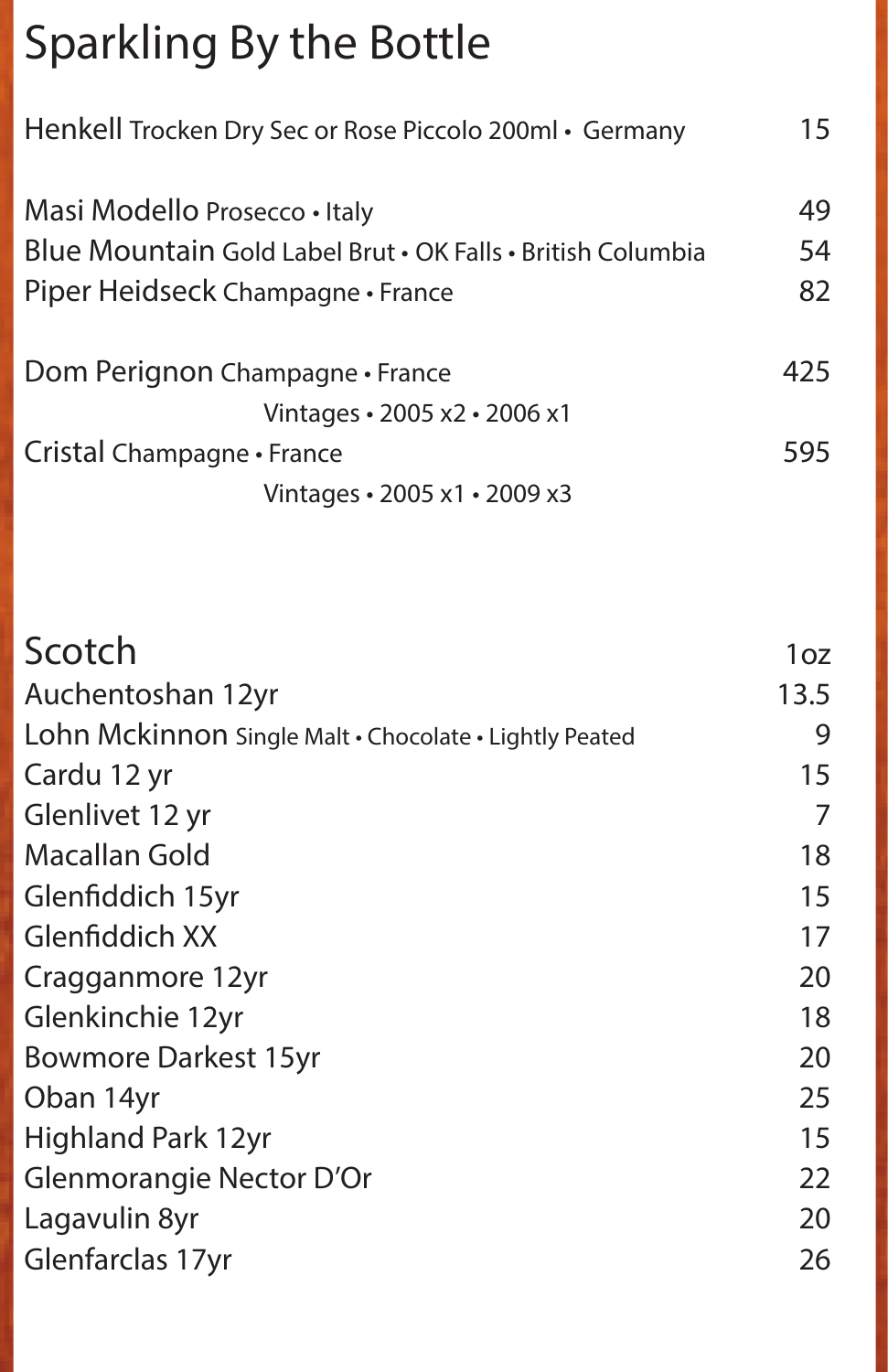# Sparkling By the Bottle

| Item | Price |
|---|---|
| **Henkell** Trocken Dry Sec or Rose Piccolo 200ml • Germany | 15 |
| **Masi Modello** Prosecco • Italy | 49 |
| **Blue Mountain** Gold Label Brut • OK Falls • British Columbia | 54 |
| **Piper Heidseck** Champagne • France | 82 |
| **Dom Perignon** Champagne • France<br>Vintages • 2005 x2 • 2006 x1 | 425 |
| **Cristal** Champagne • France<br>Vintages • 2005 x1 • 2009 x3 | 595 |

# Scotch

| Item | 1oz |
|---|---|
| Auchentoshan 12yr | 13.5 |
| Lohn Mckinnon Single Malt • Chocolate • Lightly Peated | 9 |
| Cardu 12 yr | 15 |
| Glenlivet 12 yr | 7 |
| Macallan Gold | 18 |
| Glenfiddich 15yr | 15 |
| Glenfiddich XX | 17 |
| Cragganmore 12yr | 20 |
| Glenkinchie 12yr | 18 |
| Bowmore Darkest 15yr | 20 |
| Oban 14yr | 25 |
| Highland Park 12yr | 15 |
| Glenmorangie Nector D'Or | 22 |
| Lagavulin 8yr | 20 |
| Glenfarclas 17yr | 26 |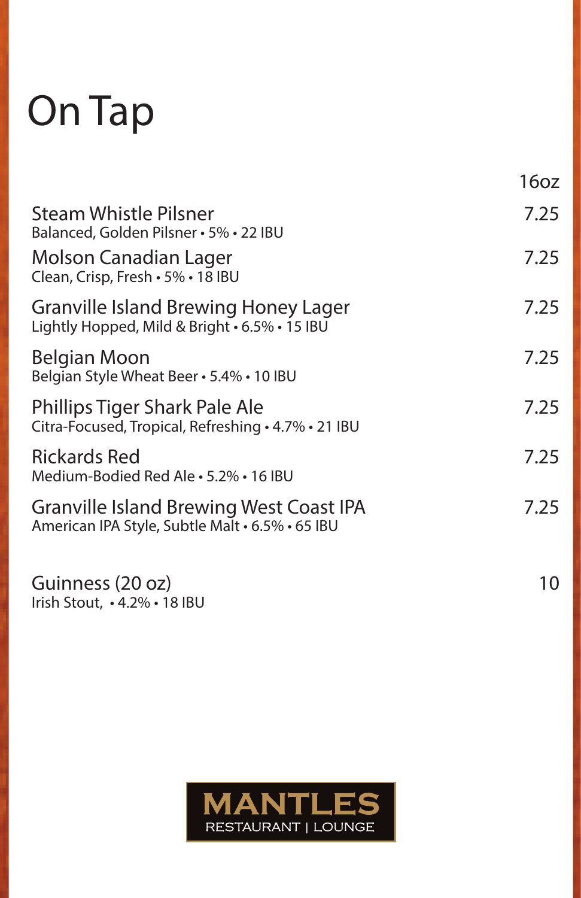# On Tap

| | 16oz |
|---|---|
| Steam Whistle Pilsner<br>Balanced, Golden Pilsner • 5% • 22 IBU | 7.25 |
| Molson Canadian Lager<br>Clean, Crisp, Fresh • 5% • 18 IBU | 7.25 |
| Granville Island Brewing Honey Lager<br>Lightly Hopped, Mild & Bright • 6.5% • 15 IBU | 7.25 |
| Belgian Moon<br>Belgian Style Wheat Beer • 5.4% • 10 IBU | 7.25 |
| Phillips Tiger Shark Pale Ale<br>Citra-Focused, Tropical, Refreshing • 4.7% • 21 IBU | 7.25 |
| Rickards Red<br>Medium-Bodied Red Ale • 5.2% • 16 IBU | 7.25 |
| Granville Island Brewing West Coast IPA<br>American IPA Style, Subtle Malt • 6.5% • 65 IBU | 7.25 |
| Guinness (20 oz)<br>Irish Stout, • 4.2% • 18 IBU | 10 |

MANTLES
RESTAURANT | LOUNGE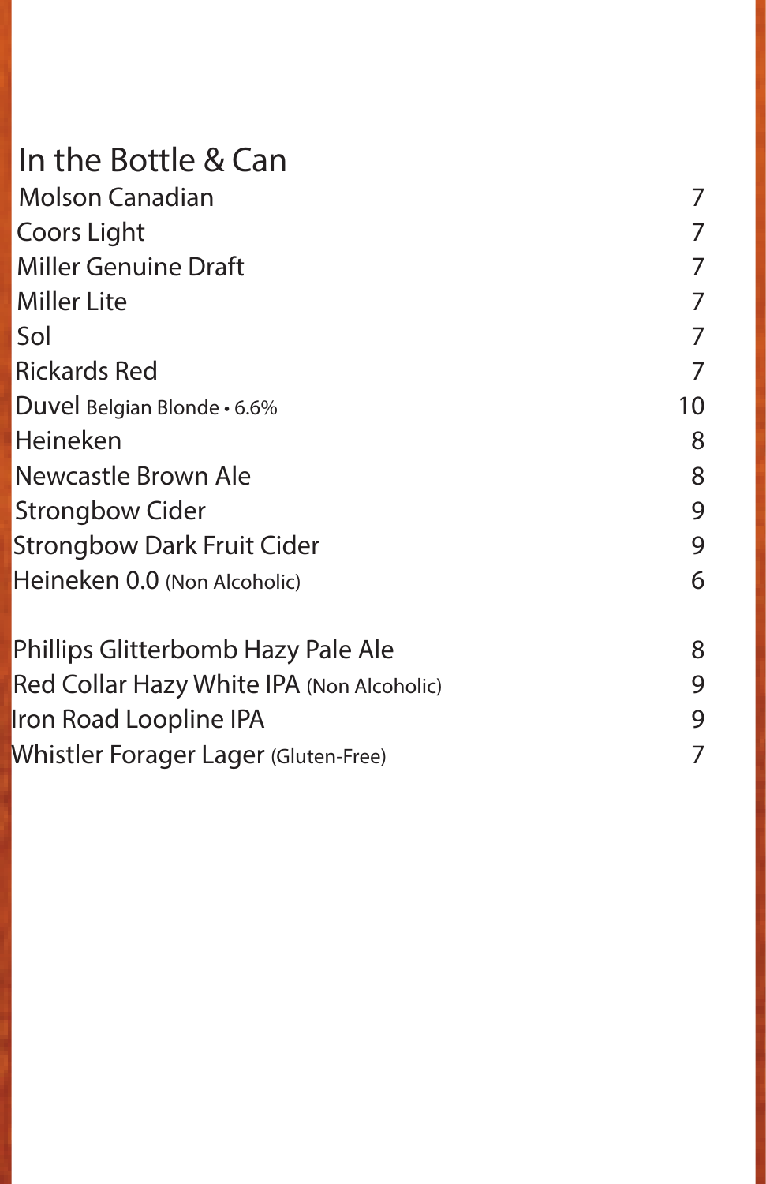# In the Bottle & Can

| Item | Price |
|---|---|
| Molson Canadian | 7 |
| Coors Light | 7 |
| Miller Genuine Draft | 7 |
| Miller Lite | 7 |
| Sol | 7 |
| Rickards Red | 7 |
| Duvel Belgian Blonde • 6.6% | 10 |
| Heineken | 8 |
| Newcastle Brown Ale | 8 |
| Strongbow Cider | 9 |
| Strongbow Dark Fruit Cider | 9 |
| Heineken 0.0 (Non Alcoholic) | 6 |
| Phillips Glitterbomb Hazy Pale Ale | 8 |
| Red Collar Hazy White IPA (Non Alcoholic) | 9 |
| Iron Road Loopline IPA | 9 |
| Whistler Forager Lager (Gluten-Free) | 7 |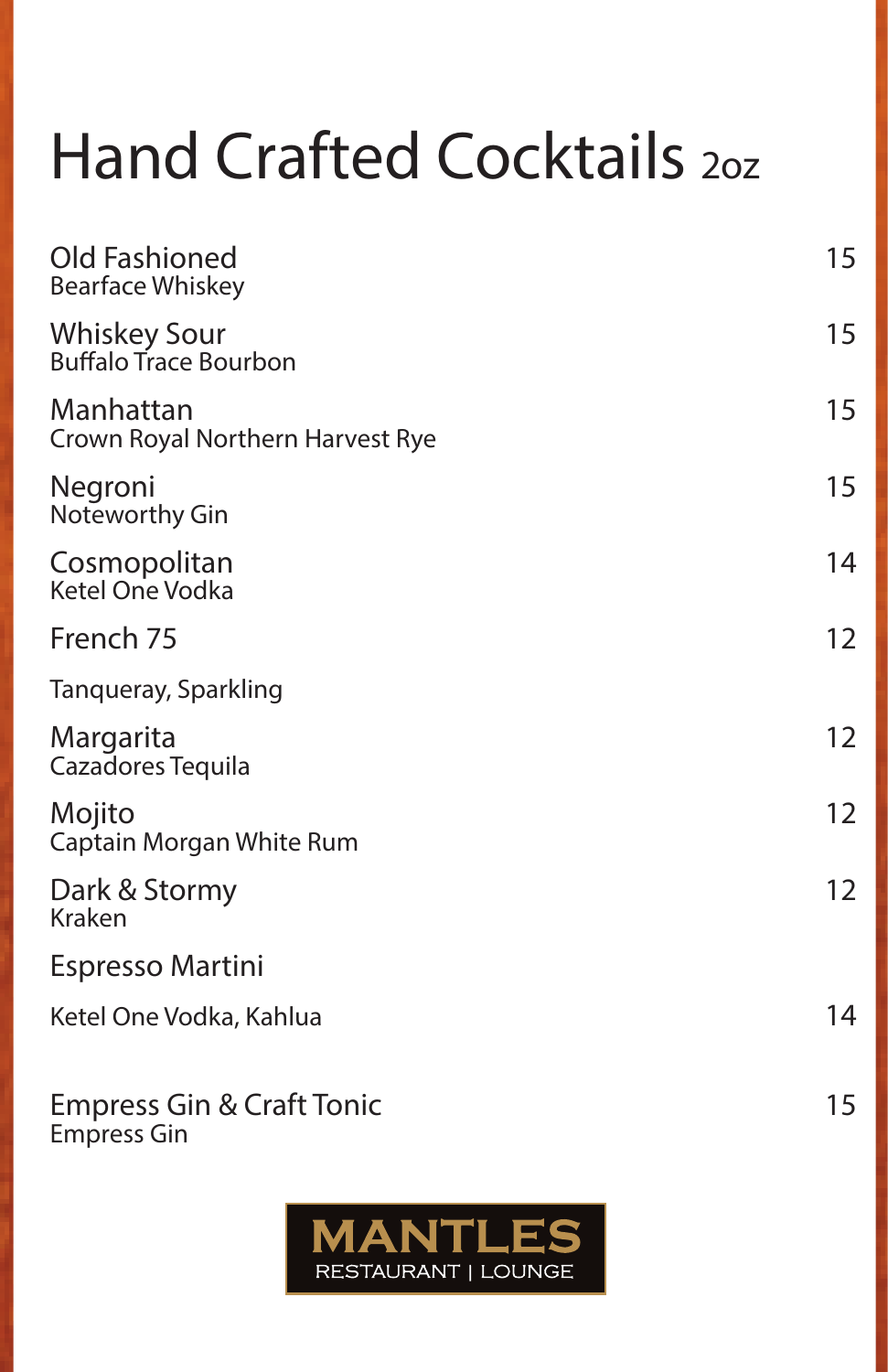# Hand Crafted Cocktails 2oz

Old Fashioned — 15
Bearface Whiskey

Whiskey Sour — 15
Buffalo Trace Bourbon

Manhattan — 15
Crown Royal Northern Harvest Rye

Negroni — 15
Noteworthy Gin

Cosmopolitan — 14
Ketel One Vodka

French 75 — 12

Tanqueray, Sparkling

Margarita — 12
Cazadores Tequila

Mojito — 12
Captain Morgan White Rum

Dark & Stormy — 12
Kraken

Espresso Martini

Ketel One Vodka, Kahlua — 14

Empress Gin & Craft Tonic — 15
Empress Gin

MANTLES
RESTAURANT | LOUNGE